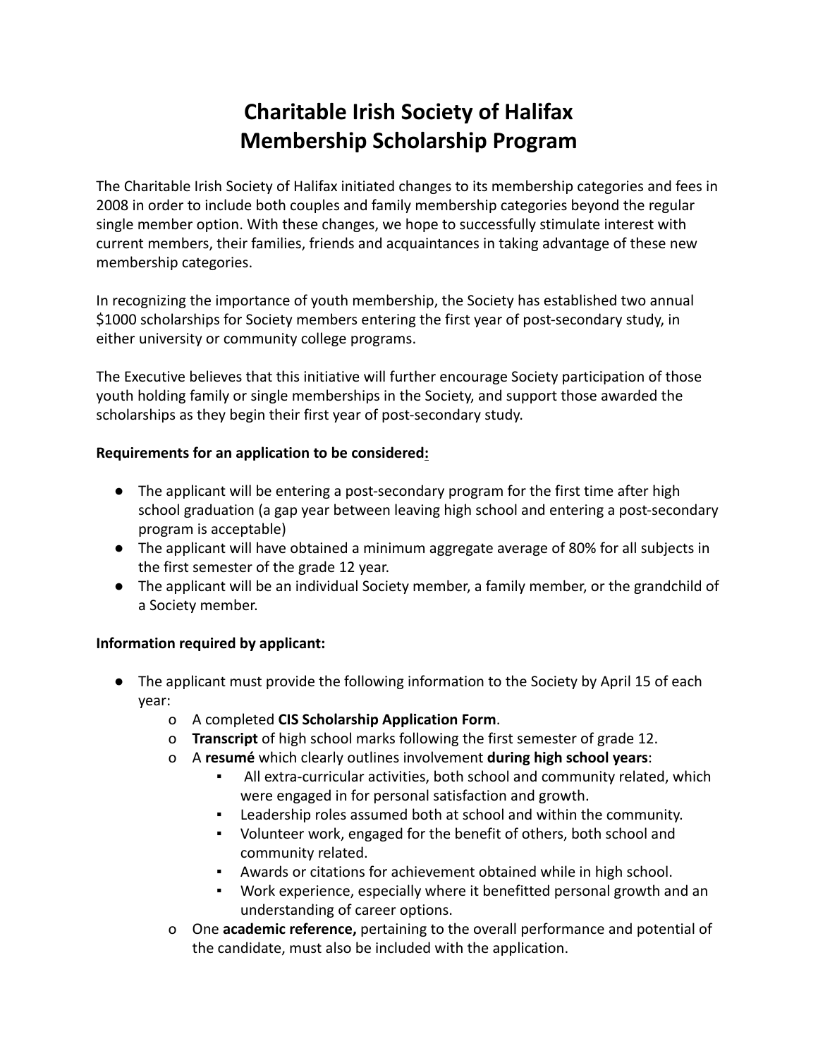# Charitable Irish Society of Halifax
# Membership Scholarship Program

The Charitable Irish Society of Halifax initiated changes to its membership categories and fees in 2008 in order to include both couples and family membership categories beyond the regular single member option. With these changes, we hope to successfully stimulate interest with current members, their families, friends and acquaintances in taking advantage of these new membership categories.

In recognizing the importance of youth membership, the Society has established two annual $1000 scholarships for Society members entering the first year of post-secondary study, in either university or community college programs.

The Executive believes that this initiative will further encourage Society participation of those youth holding family or single memberships in the Society, and support those awarded the scholarships as they begin their first year of post-secondary study.

**Requirements for an application to be considered:**

- The applicant will be entering a post-secondary program for the first time after high school graduation (a gap year between leaving high school and entering a post-secondary program is acceptable)
- The applicant will have obtained a minimum aggregate average of 80% for all subjects in the first semester of the grade 12 year.
- The applicant will be an individual Society member, a family member, or the grandchild of a Society member.

**Information required by applicant:**

- The applicant must provide the following information to the Society by April 15 of each year:
  - A completed **CIS Scholarship Application Form**.
  - **Transcript** of high school marks following the first semester of grade 12.
  - A **resumé** which clearly outlines involvement **during high school years**:
    - All extra-curricular activities, both school and community related, which were engaged in for personal satisfaction and growth.
    - Leadership roles assumed both at school and within the community.
    - Volunteer work, engaged for the benefit of others, both school and community related.
    - Awards or citations for achievement obtained while in high school.
    - Work experience, especially where it benefitted personal growth and an understanding of career options.
  - One **academic reference,** pertaining to the overall performance and potential of the candidate, must also be included with the application.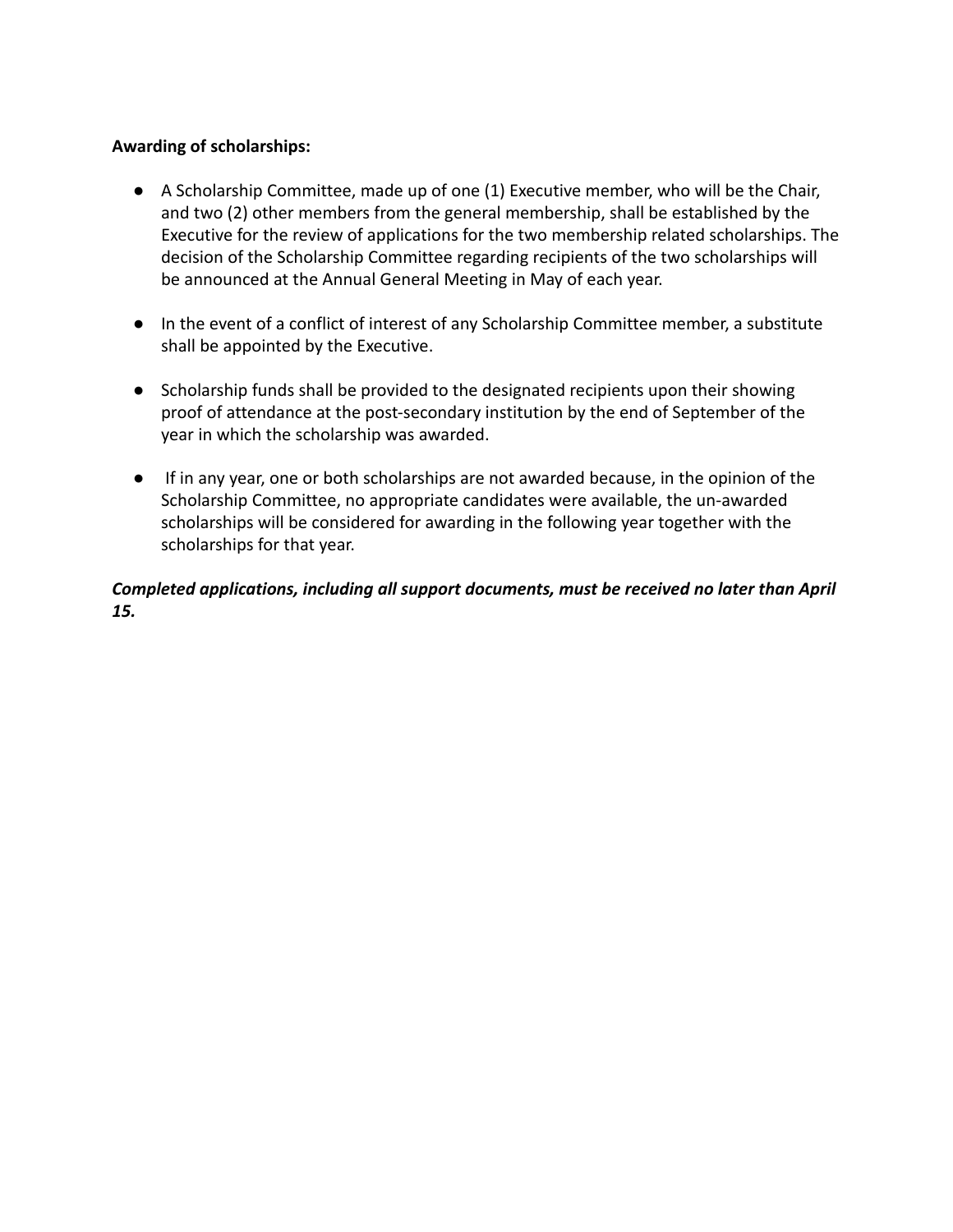**Awarding of scholarships:**

- A Scholarship Committee, made up of one (1) Executive member, who will be the Chair, and two (2) other members from the general membership, shall be established by the Executive for the review of applications for the two membership related scholarships. The decision of the Scholarship Committee regarding recipients of the two scholarships will be announced at the Annual General Meeting in May of each year.

- In the event of a conflict of interest of any Scholarship Committee member, a substitute shall be appointed by the Executive.

- Scholarship funds shall be provided to the designated recipients upon their showing proof of attendance at the post-secondary institution by the end of September of the year in which the scholarship was awarded.

- If in any year, one or both scholarships are not awarded because, in the opinion of the Scholarship Committee, no appropriate candidates were available, the un-awarded scholarships will be considered for awarding in the following year together with the scholarships for that year.

***Completed applications, including all support documents, must be received no later than April 15.***